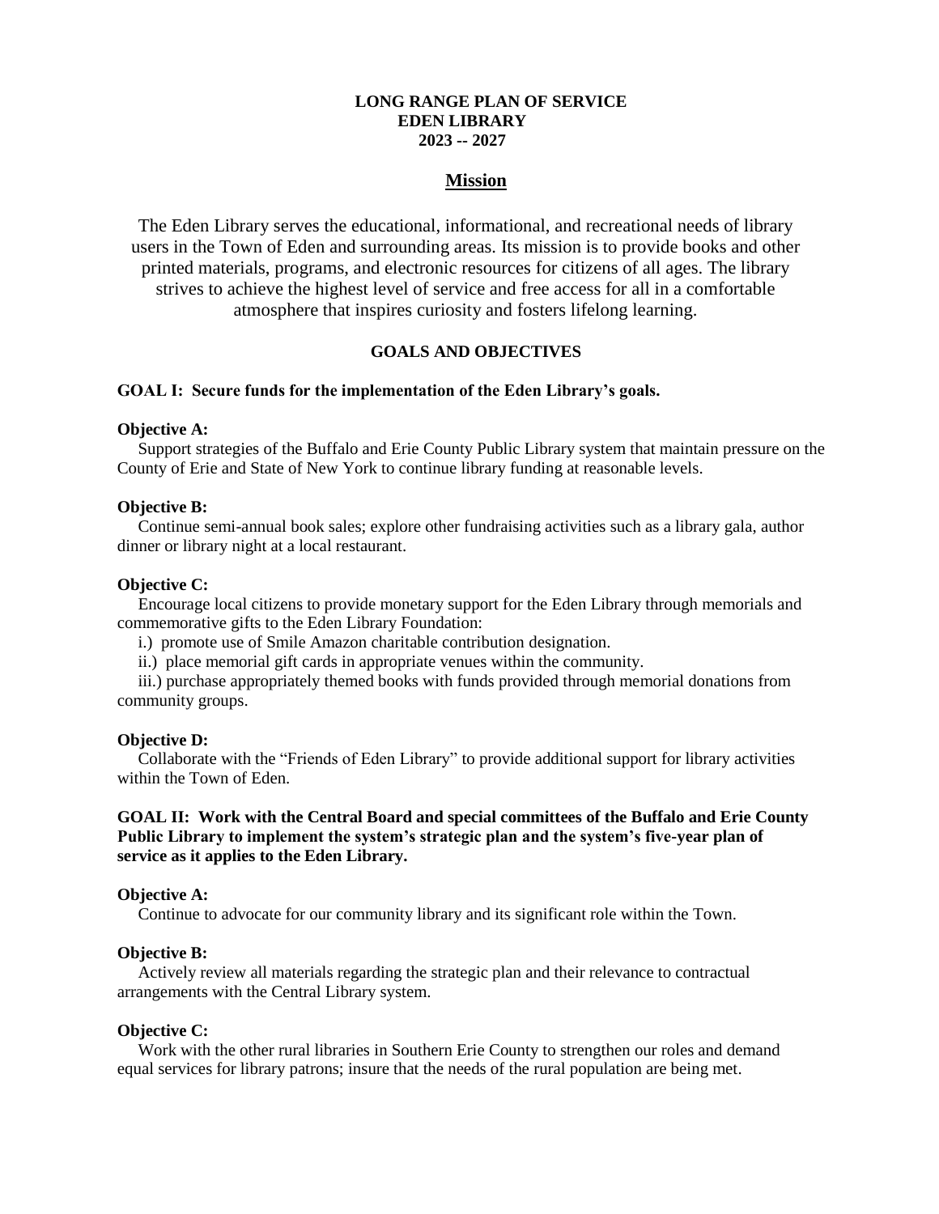# LONG RANGE PLAN OF SERVICE
# EDEN LIBRARY
# 2023 -- 2027

## Mission

The Eden Library serves the educational, informational, and recreational needs of library users in the Town of Eden and surrounding areas. Its mission is to provide books and other printed materials, programs, and electronic resources for citizens of all ages. The library strives to achieve the highest level of service and free access for all in a comfortable atmosphere that inspires curiosity and fosters lifelong learning.

## GOALS AND OBJECTIVES

### GOAL I: Secure funds for the implementation of the Eden Library's goals.

**Objective A:**

Support strategies of the Buffalo and Erie County Public Library system that maintain pressure on the County of Erie and State of New York to continue library funding at reasonable levels.

**Objective B:**

Continue semi-annual book sales; explore other fundraising activities such as a library gala, author dinner or library night at a local restaurant.

**Objective C:**

Encourage local citizens to provide monetary support for the Eden Library through memorials and commemorative gifts to the Eden Library Foundation:

i.) promote use of Smile Amazon charitable contribution designation.

ii.) place memorial gift cards in appropriate venues within the community.

iii.) purchase appropriately themed books with funds provided through memorial donations from community groups.

**Objective D:**

Collaborate with the "Friends of Eden Library" to provide additional support for library activities within the Town of Eden.

### GOAL II: Work with the Central Board and special committees of the Buffalo and Erie County Public Library to implement the system's strategic plan and the system's five-year plan of service as it applies to the Eden Library.

**Objective A:**

Continue to advocate for our community library and its significant role within the Town.

**Objective B:**

Actively review all materials regarding the strategic plan and their relevance to contractual arrangements with the Central Library system.

**Objective C:**

Work with the other rural libraries in Southern Erie County to strengthen our roles and demand equal services for library patrons; insure that the needs of the rural population are being met.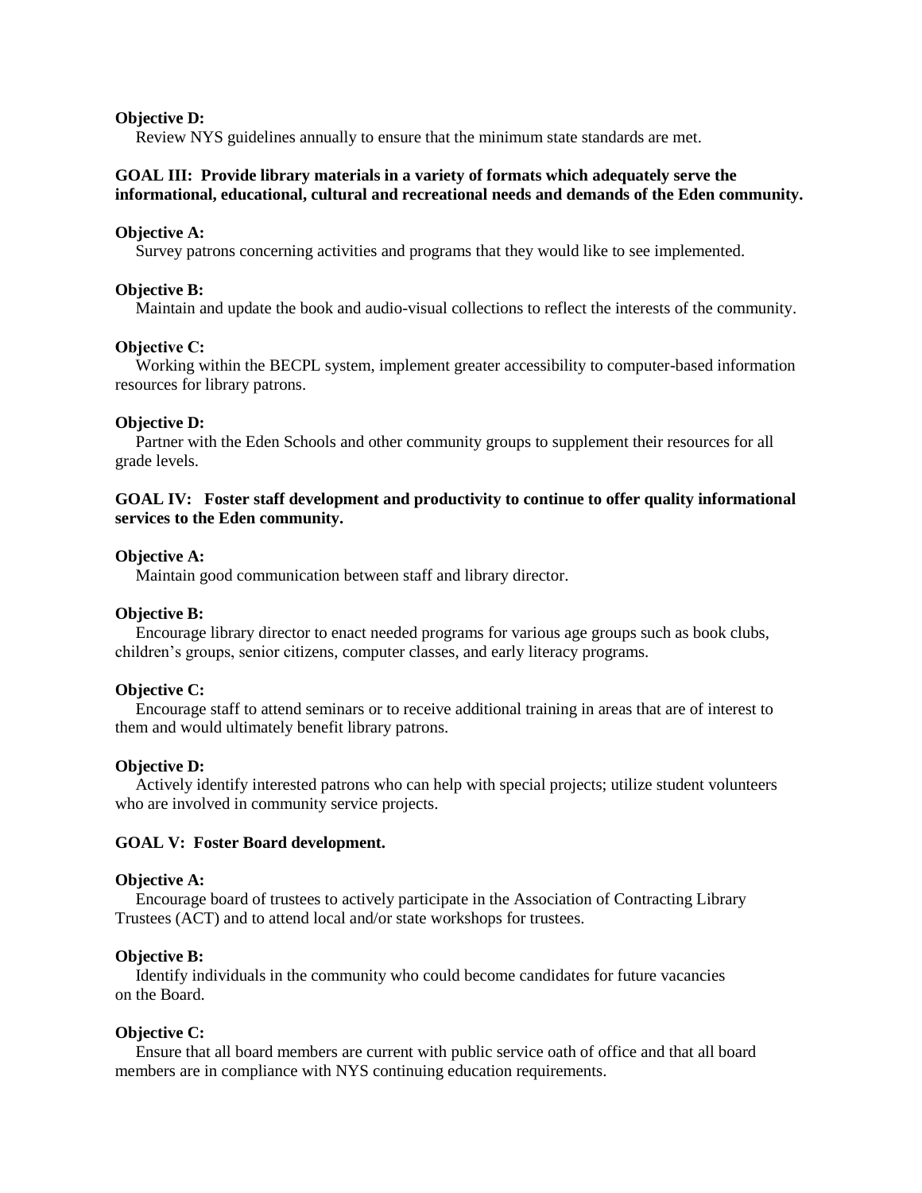**Objective D:**
Review NYS guidelines annually to ensure that the minimum state standards are met.

**GOAL III: Provide library materials in a variety of formats which adequately serve the informational, educational, cultural and recreational needs and demands of the Eden community.**

**Objective A:**
Survey patrons concerning activities and programs that they would like to see implemented.

**Objective B:**
Maintain and update the book and audio-visual collections to reflect the interests of the community.

**Objective C:**
Working within the BECPL system, implement greater accessibility to computer-based information resources for library patrons.

**Objective D:**
Partner with the Eden Schools and other community groups to supplement their resources for all grade levels.

**GOAL IV: Foster staff development and productivity to continue to offer quality informational services to the Eden community.**

**Objective A:**
Maintain good communication between staff and library director.

**Objective B:**
Encourage library director to enact needed programs for various age groups such as book clubs, children's groups, senior citizens, computer classes, and early literacy programs.

**Objective C:**
Encourage staff to attend seminars or to receive additional training in areas that are of interest to them and would ultimately benefit library patrons.

**Objective D:**
Actively identify interested patrons who can help with special projects; utilize student volunteers who are involved in community service projects.

**GOAL V: Foster Board development.**

**Objective A:**
Encourage board of trustees to actively participate in the Association of Contracting Library Trustees (ACT) and to attend local and/or state workshops for trustees.

**Objective B:**
Identify individuals in the community who could become candidates for future vacancies on the Board.

**Objective C:**
Ensure that all board members are current with public service oath of office and that all board members are in compliance with NYS continuing education requirements.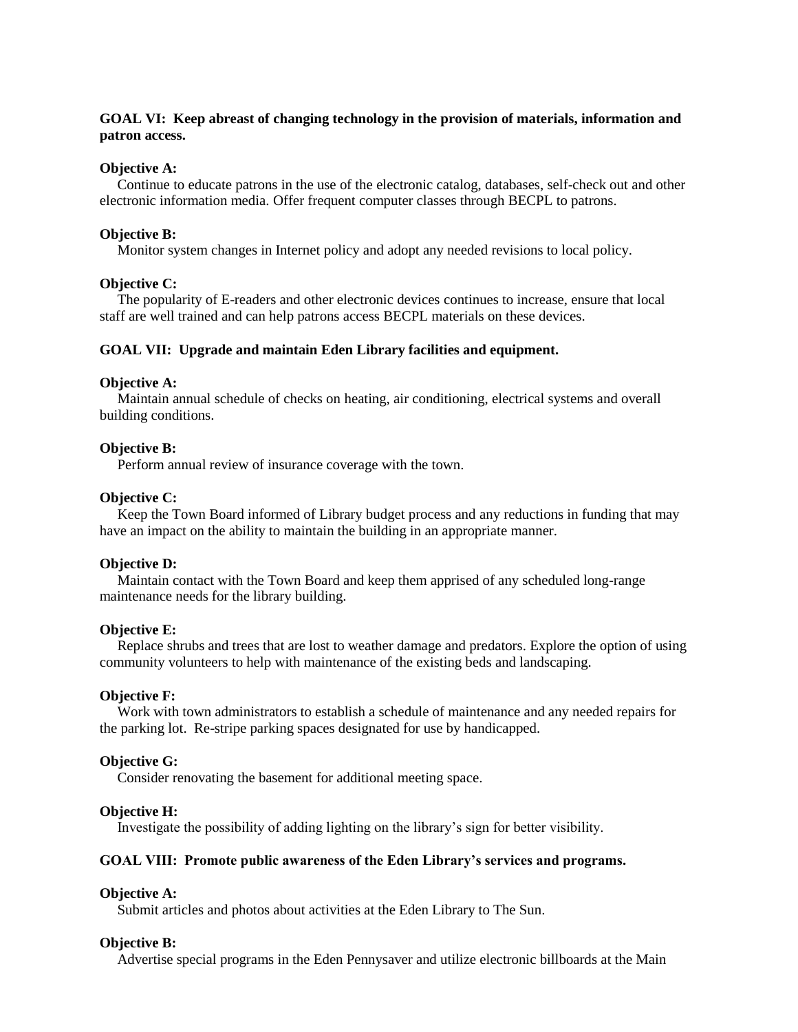**GOAL VI: Keep abreast of changing technology in the provision of materials, information and patron access.**

**Objective A:**

Continue to educate patrons in the use of the electronic catalog, databases, self-check out and other electronic information media. Offer frequent computer classes through BECPL to patrons.

**Objective B:**

Monitor system changes in Internet policy and adopt any needed revisions to local policy.

**Objective C:**

The popularity of E-readers and other electronic devices continues to increase, ensure that local staff are well trained and can help patrons access BECPL materials on these devices.

**GOAL VII: Upgrade and maintain Eden Library facilities and equipment.**

**Objective A:**

Maintain annual schedule of checks on heating, air conditioning, electrical systems and overall building conditions.

**Objective B:**

Perform annual review of insurance coverage with the town.

**Objective C:**

Keep the Town Board informed of Library budget process and any reductions in funding that may have an impact on the ability to maintain the building in an appropriate manner.

**Objective D:**

Maintain contact with the Town Board and keep them apprised of any scheduled long-range maintenance needs for the library building.

**Objective E:**

Replace shrubs and trees that are lost to weather damage and predators. Explore the option of using community volunteers to help with maintenance of the existing beds and landscaping.

**Objective F:**

Work with town administrators to establish a schedule of maintenance and any needed repairs for the parking lot. Re-stripe parking spaces designated for use by handicapped.

**Objective G:**

Consider renovating the basement for additional meeting space.

**Objective H:**

Investigate the possibility of adding lighting on the library's sign for better visibility.

**GOAL VIII: Promote public awareness of the Eden Library's services and programs.**

**Objective A:**

Submit articles and photos about activities at the Eden Library to The Sun.

**Objective B:**

Advertise special programs in the Eden Pennysaver and utilize electronic billboards at the Main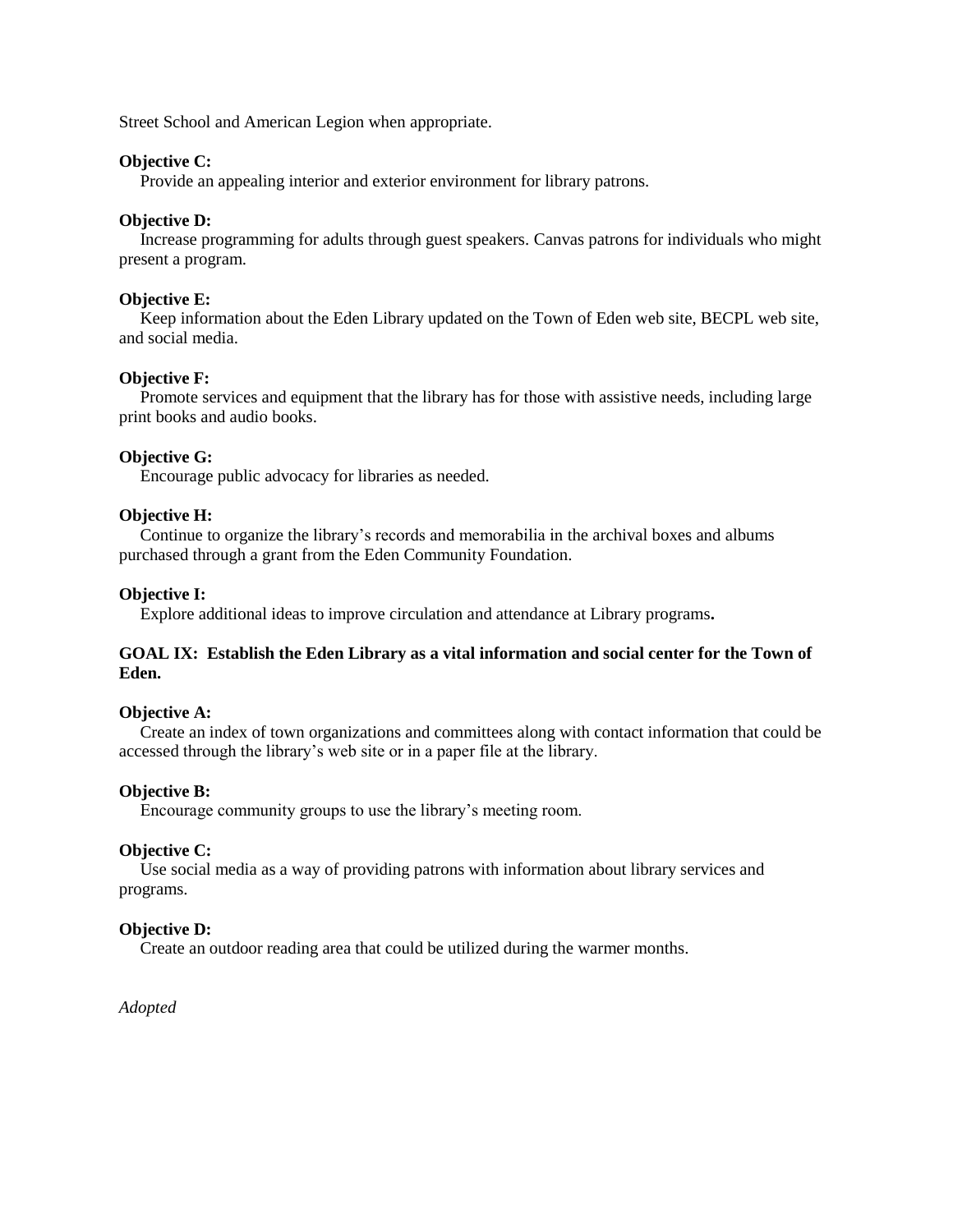Street School and American Legion when appropriate.

**Objective C:**
Provide an appealing interior and exterior environment for library patrons.

**Objective D:**
Increase programming for adults through guest speakers. Canvas patrons for individuals who might present a program.

**Objective E:**
Keep information about the Eden Library updated on the Town of Eden web site, BECPL web site, and social media.

**Objective F:**
Promote services and equipment that the library has for those with assistive needs, including large print books and audio books.

**Objective G:**
Encourage public advocacy for libraries as needed.

**Objective H:**
Continue to organize the library's records and memorabilia in the archival boxes and albums purchased through a grant from the Eden Community Foundation.

**Objective I:**
Explore additional ideas to improve circulation and attendance at Library programs**.**

**GOAL IX: Establish the Eden Library as a vital information and social center for the Town of Eden.**

**Objective A:**
Create an index of town organizations and committees along with contact information that could be accessed through the library's web site or in a paper file at the library.

**Objective B:**
Encourage community groups to use the library's meeting room.

**Objective C:**
Use social media as a way of providing patrons with information about library services and programs.

**Objective D:**
Create an outdoor reading area that could be utilized during the warmer months.

*Adopted*